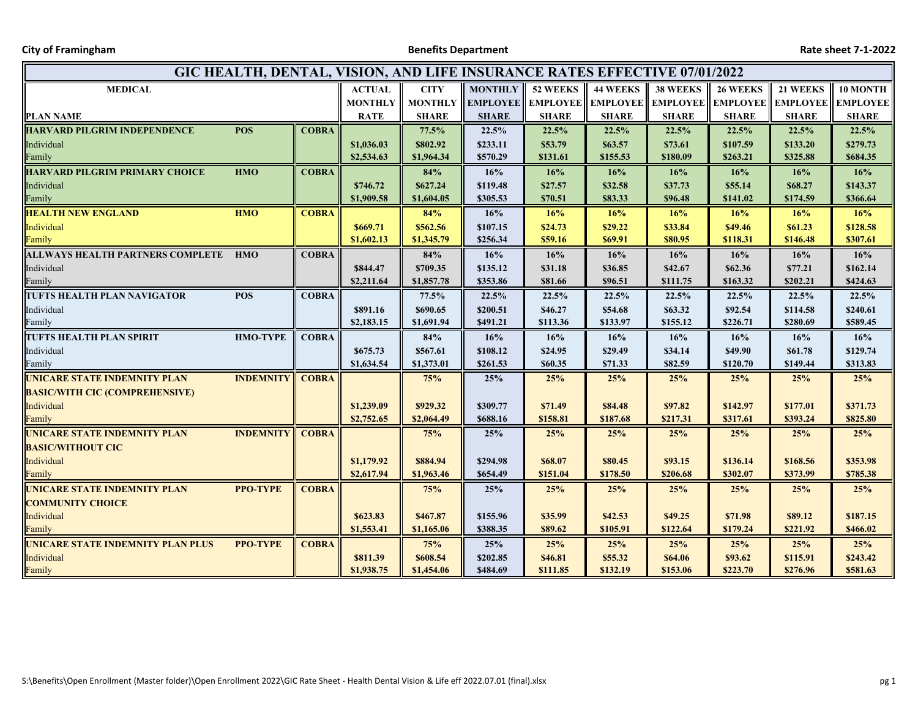City of Framingham | Benefits Department | Rate sheet 7-1-2022

# GIC HEALTH, DENTAL, VISION, AND LIFE INSURANCE RATES EFFECTIVE 07/01/2022

| MEDICAL PLAN NAME | | | ACTUAL MONTHLY RATE | CITY MONTHLY SHARE | MONTHLY EMPLOYEE SHARE | 52 WEEKS EMPLOYEE SHARE | 44 WEEKS EMPLOYEE SHARE | 38 WEEKS EMPLOYEE SHARE | 26 WEEKS EMPLOYEE SHARE | 21 WEEKS EMPLOYEE SHARE | 10 MONTH EMPLOYEE SHARE |
|---|---|---|---|---|---|---|---|---|---|---|---|
| **HARVARD PILGRIM INDEPENDENCE** | **POS** | **COBRA** | | 77.5% | 22.5% | 22.5% | 22.5% | 22.5% | 22.5% | 22.5% | 22.5% |
| Individual | | | $1,036.03 | $802.92 | $233.11 | $53.79 | $63.57 | $73.61 | $107.59 | $133.20 | $279.73 |
| Family | | | $2,534.63 | $1,964.34 | $570.29 | $131.61 | $155.53 | $180.09 | $263.21 | $325.88 | $684.35 |
| **HARVARD PILGRIM PRIMARY CHOICE** | **HMO** | **COBRA** | | 84% | 16% | 16% | 16% | 16% | 16% | 16% | 16% |
| Individual | | | $746.72 | $627.24 | $119.48 | $27.57 | $32.58 | $37.73 | $55.14 | $68.27 | $143.37 |
| Family | | | $1,909.58 | $1,604.05 | $305.53 | $70.51 | $83.33 | $96.48 | $141.02 | $174.59 | $366.64 |
| **HEALTH NEW ENGLAND** | **HMO** | **COBRA** | | 84% | 16% | 16% | 16% | 16% | 16% | 16% | 16% |
| Individual | | | $669.71 | $562.56 | $107.15 | $24.73 | $29.22 | $33.84 | $49.46 | $61.23 | $128.58 |
| Family | | | $1,602.13 | $1,345.79 | $256.34 | $59.16 | $69.91 | $80.95 | $118.31 | $146.48 | $307.61 |
| **ALLWAYS HEALTH PARTNERS COMPLETE** | **HMO** | **COBRA** | | 84% | 16% | 16% | 16% | 16% | 16% | 16% | 16% |
| Individual | | | $844.47 | $709.35 | $135.12 | $31.18 | $36.85 | $42.67 | $62.36 | $77.21 | $162.14 |
| Family | | | $2,211.64 | $1,857.78 | $353.86 | $81.66 | $96.51 | $111.75 | $163.32 | $202.21 | $424.63 |
| **TUFTS HEALTH PLAN NAVIGATOR** | **POS** | **COBRA** | | 77.5% | 22.5% | 22.5% | 22.5% | 22.5% | 22.5% | 22.5% | 22.5% |
| Individual | | | $891.16 | $690.65 | $200.51 | $46.27 | $54.68 | $63.32 | $92.54 | $114.58 | $240.61 |
| Family | | | $2,183.15 | $1,691.94 | $491.21 | $113.36 | $133.97 | $155.12 | $226.71 | $280.69 | $589.45 |
| **TUFTS HEALTH PLAN SPIRIT** | **HMO-TYPE** | **COBRA** | | 84% | 16% | 16% | 16% | 16% | 16% | 16% | 16% |
| Individual | | | $675.73 | $567.61 | $108.12 | $24.95 | $29.49 | $34.14 | $49.90 | $61.78 | $129.74 |
| Family | | | $1,634.54 | $1,373.01 | $261.53 | $60.35 | $71.33 | $82.59 | $120.70 | $149.44 | $313.83 |
| **UNICARE STATE INDEMNITY PLAN BASIC/WITH CIC (COMPREHENSIVE)** | **INDEMNITY** | **COBRA** | | 75% | 25% | 25% | 25% | 25% | 25% | 25% | 25% |
| Individual | | | $1,239.09 | $929.32 | $309.77 | $71.49 | $84.48 | $97.82 | $142.97 | $177.01 | $371.73 |
| Family | | | $2,752.65 | $2,064.49 | $688.16 | $158.81 | $187.68 | $217.31 | $317.61 | $393.24 | $825.80 |
| **UNICARE STATE INDEMNITY PLAN BASIC/WITHOUT CIC** | **INDEMNITY** | **COBRA** | | 75% | 25% | 25% | 25% | 25% | 25% | 25% | 25% |
| Individual | | | $1,179.92 | $884.94 | $294.98 | $68.07 | $80.45 | $93.15 | $136.14 | $168.56 | $353.98 |
| Family | | | $2,617.94 | $1,963.46 | $654.49 | $151.04 | $178.50 | $206.68 | $302.07 | $373.99 | $785.38 |
| **UNICARE STATE INDEMNITY PLAN COMMUNITY CHOICE** | **PPO-TYPE** | **COBRA** | | 75% | 25% | 25% | 25% | 25% | 25% | 25% | 25% |
| Individual | | | $623.83 | $467.87 | $155.96 | $35.99 | $42.53 | $49.25 | $71.98 | $89.12 | $187.15 |
| Family | | | $1,553.41 | $1,165.06 | $388.35 | $89.62 | $105.91 | $122.64 | $179.24 | $221.92 | $466.02 |
| **UNICARE STATE INDEMNITY PLAN PLUS** | **PPO-TYPE** | **COBRA** | | 75% | 25% | 25% | 25% | 25% | 25% | 25% | 25% |
| Individual | | | $811.39 | $608.54 | $202.85 | $46.81 | $55.32 | $64.06 | $93.62 | $115.91 | $243.42 |
| Family | | | $1,938.75 | $1,454.06 | $484.69 | $111.85 | $132.19 | $153.06 | $223.70 | $276.96 | $581.63 |

S:\Benefits\Open Enrollment (Master folder)\Open Enrollment 2022\GIC Rate Sheet - Health Dental Vision & Life eff 2022.07.01 (final).xlsx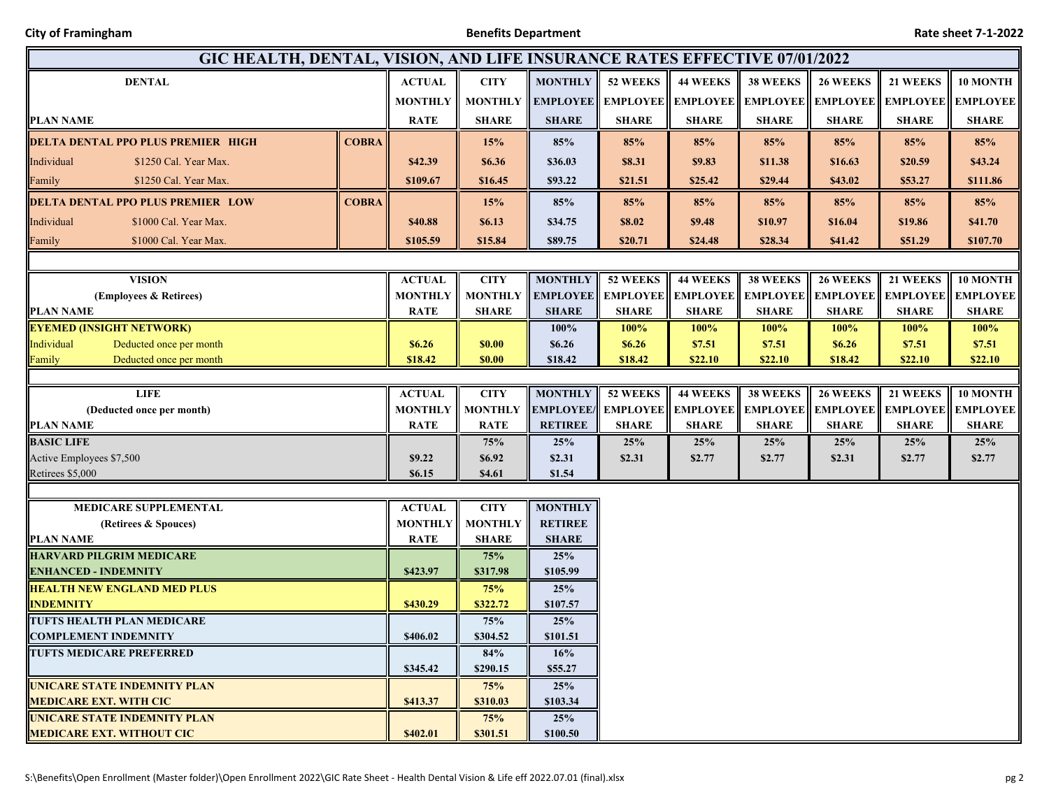# GIC HEALTH, DENTAL, VISION, AND LIFE INSURANCE RATES EFFECTIVE 07/01/2022

| DENTAL PLAN NAME | | ACTUAL MONTHLY RATE | CITY MONTHLY SHARE | MONTHLY EMPLOYEE SHARE | 52 WEEKS EMPLOYEE SHARE | 44 WEEKS EMPLOYEE SHARE | 38 WEEKS EMPLOYEE SHARE | 26 WEEKS EMPLOYEE SHARE | 21 WEEKS EMPLOYEE SHARE | 10 MONTH EMPLOYEE SHARE |
|---|---|---|---|---|---|---|---|---|---|---|
| **DELTA DENTAL PPO PLUS PREMIER HIGH** | **COBRA** | | 15% | 85% | 85% | 85% | 85% | 85% | 85% | 85% |
| Individual $1250 Cal. Year Max. | | $42.39 | $6.36 | $36.03 | $8.31 | $9.83 | $11.38 | $16.63 | $20.59 | $43.24 |
| Family $1250 Cal. Year Max. | | $109.67 | $16.45 | $93.22 | $21.51 | $25.42 | $29.44 | $43.02 | $53.27 | $111.86 |
| **DELTA DENTAL PPO PLUS PREMIER LOW** | **COBRA** | | 15% | 85% | 85% | 85% | 85% | 85% | 85% | 85% |
| Individual $1000 Cal. Year Max. | | $40.88 | $6.13 | $34.75 | $8.02 | $9.48 | $10.97 | $16.04 | $19.86 | $41.70 |
| Family $1000 Cal. Year Max. | | $105.59 | $15.84 | $89.75 | $20.71 | $24.48 | $28.34 | $41.42 | $51.29 | $107.70 |

| VISION (Employees & Retirees) PLAN NAME | ACTUAL MONTHLY RATE | CITY MONTHLY SHARE | MONTHLY EMPLOYEE SHARE | 52 WEEKS EMPLOYEE SHARE | 44 WEEKS EMPLOYEE SHARE | 38 WEEKS EMPLOYEE SHARE | 26 WEEKS EMPLOYEE SHARE | 21 WEEKS EMPLOYEE SHARE | 10 MONTH EMPLOYEE SHARE |
|---|---|---|---|---|---|---|---|---|---|
| **EYEMED (INSIGHT NETWORK)** | | | 100% | 100% | 100% | 100% | 100% | 100% | 100% |
| Individual Deducted once per month | $6.26 | $0.00 | $6.26 | $6.26 | $7.51 | $7.51 | $6.26 | $7.51 | $7.51 |
| Family Deducted once per month | $18.42 | $0.00 | $18.42 | $18.42 | $22.10 | $22.10 | $18.42 | $22.10 | $22.10 |

| LIFE (Deducted once per month) PLAN NAME | ACTUAL MONTHLY RATE | CITY MONTHLY RATE | MONTHLY EMPLOYEE/ RETIREE | 52 WEEKS EMPLOYEE SHARE | 44 WEEKS EMPLOYEE SHARE | 38 WEEKS EMPLOYEE SHARE | 26 WEEKS EMPLOYEE SHARE | 21 WEEKS EMPLOYEE SHARE | 10 MONTH EMPLOYEE SHARE |
|---|---|---|---|---|---|---|---|---|---|
| **BASIC LIFE** | | 75% | 25% | 25% | 25% | 25% | 25% | 25% | 25% |
| Active Employees $7,500 | $9.22 | $6.92 | $2.31 | $2.31 | $2.77 | $2.77 | $2.31 | $2.77 | $2.77 |
| Retirees $5,000 | $6.15 | $4.61 | $1.54 | | | | | | |

| MEDICARE SUPPLEMENTAL (Retirees & Spouces) PLAN NAME | ACTUAL MONTHLY RATE | CITY MONTHLY SHARE | MONTHLY RETIREE SHARE |
|---|---|---|---|
| **HARVARD PILGRIM MEDICARE ENHANCED - INDEMNITY** | $423.97 | 75% $317.98 | 25% $105.99 |
| **HEALTH NEW ENGLAND MED PLUS INDEMNITY** | $430.29 | 75% $322.72 | 25% $107.57 |
| **TUFTS HEALTH PLAN MEDICARE COMPLEMENT INDEMNITY** | $406.02 | 75% $304.52 | 25% $101.51 |
| **TUFTS MEDICARE PREFERRED** | $345.42 | 84% $290.15 | 16% $55.27 |
| **UNICARE STATE INDEMNITY PLAN MEDICARE EXT. WITH CIC** | $413.37 | 75% $310.03 | 25% $103.34 |
| **UNICARE STATE INDEMNITY PLAN MEDICARE EXT. WITHOUT CIC** | $402.01 | 75% $301.51 | 25% $100.50 |

S:\Benefits\Open Enrollment (Master folder)\Open Enrollment 2022\GIC Rate Sheet - Health Dental Vision & Life eff 2022.07.01 (final).xlsx